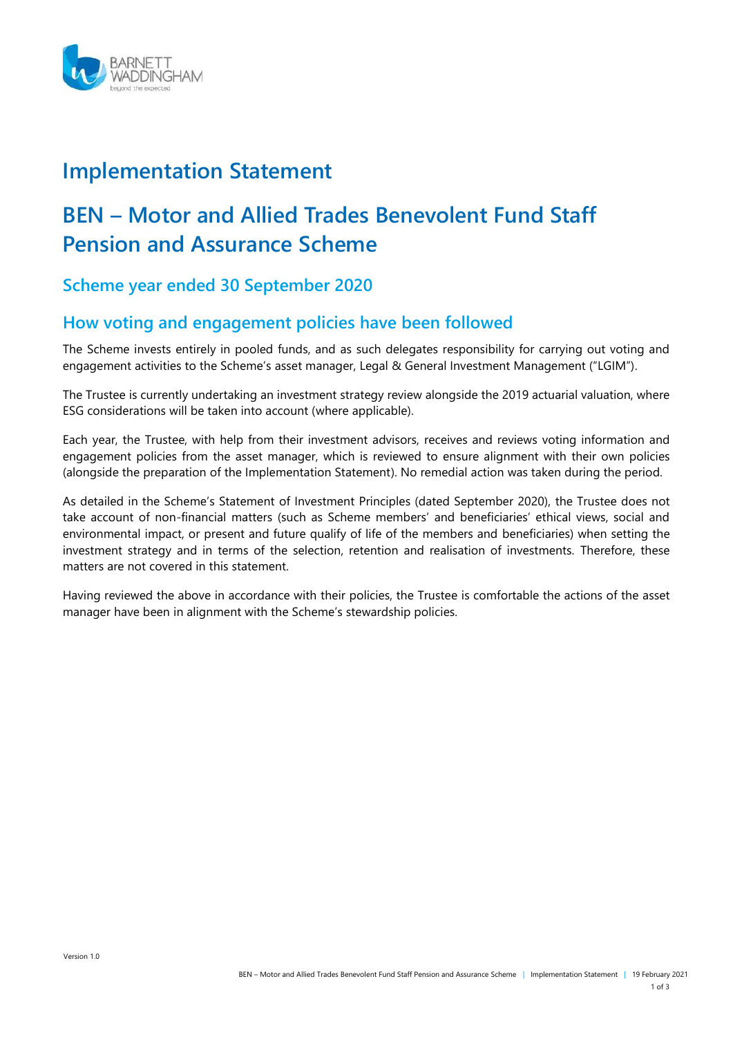# Implementation Statement

# BEN – Motor and Allied Trades Benevolent Fund Staff Pension and Assurance Scheme

## Scheme year ended 30 September 2020

## How voting and engagement policies have been followed

The Scheme invests entirely in pooled funds, and as such delegates responsibility for carrying out voting and engagement activities to the Scheme's asset manager, Legal & General Investment Management ("LGIM").

The Trustee is currently undertaking an investment strategy review alongside the 2019 actuarial valuation, where ESG considerations will be taken into account (where applicable).

Each year, the Trustee, with help from their investment advisors, receives and reviews voting information and engagement policies from the asset manager, which is reviewed to ensure alignment with their own policies (alongside the preparation of the Implementation Statement). No remedial action was taken during the period.

As detailed in the Scheme's Statement of Investment Principles (dated September 2020), the Trustee does not take account of non-financial matters (such as Scheme members' and beneficiaries' ethical views, social and environmental impact, or present and future qualify of life of the members and beneficiaries) when setting the investment strategy and in terms of the selection, retention and realisation of investments. Therefore, these matters are not covered in this statement.

Having reviewed the above in accordance with their policies, the Trustee is comfortable the actions of the asset manager have been in alignment with the Scheme's stewardship policies.

Version 1.0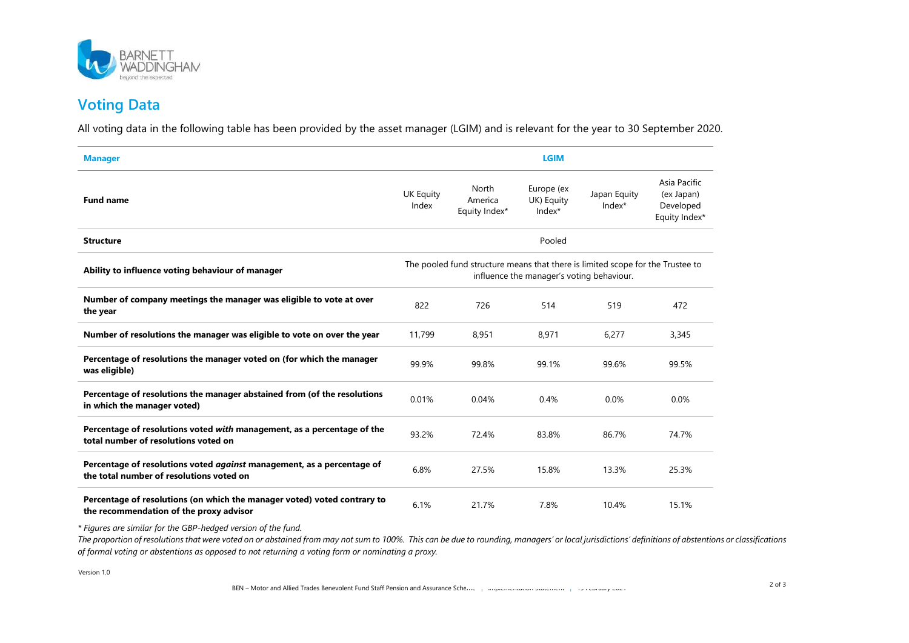## Voting Data

All voting data in the following table has been provided by the asset manager (LGIM) and is relevant for the year to 30 September 2020.

| **Manager** | **LGIM** | | | | |
|---|---|---|---|---|---|
| **Fund name** | UK Equity Index | North America Equity Index* | Europe (ex UK) Equity Index* | Japan Equity Index* | Asia Pacific (ex Japan) Developed Equity Index* |
| **Structure** | Pooled | | | | |
| **Ability to influence voting behaviour of manager** | The pooled fund structure means that there is limited scope for the Trustee to influence the manager's voting behaviour. | | | | |
| **Number of company meetings the manager was eligible to vote at over the year** | 822 | 726 | 514 | 519 | 472 |
| **Number of resolutions the manager was eligible to vote on over the year** | 11,799 | 8,951 | 8,971 | 6,277 | 3,345 |
| **Percentage of resolutions the manager voted on (for which the manager was eligible)** | 99.9% | 99.8% | 99.1% | 99.6% | 99.5% |
| **Percentage of resolutions the manager abstained from (of the resolutions in which the manager voted)** | 0.01% | 0.04% | 0.4% | 0.0% | 0.0% |
| **Percentage of resolutions voted *with* management, as a percentage of the total number of resolutions voted on** | 93.2% | 72.4% | 83.8% | 86.7% | 74.7% |
| **Percentage of resolutions voted *against* management, as a percentage of the total number of resolutions voted on** | 6.8% | 27.5% | 15.8% | 13.3% | 25.3% |
| **Percentage of resolutions (on which the manager voted) voted contrary to the recommendation of the proxy advisor** | 6.1% | 21.7% | 7.8% | 10.4% | 15.1% |

*\* Figures are similar for the GBP-hedged version of the fund.*

*The proportion of resolutions that were voted on or abstained from may not sum to 100%. This can be due to rounding, managers' or local jurisdictions' definitions of abstentions or classifications of formal voting or abstentions as opposed to not returning a voting form or nominating a proxy.*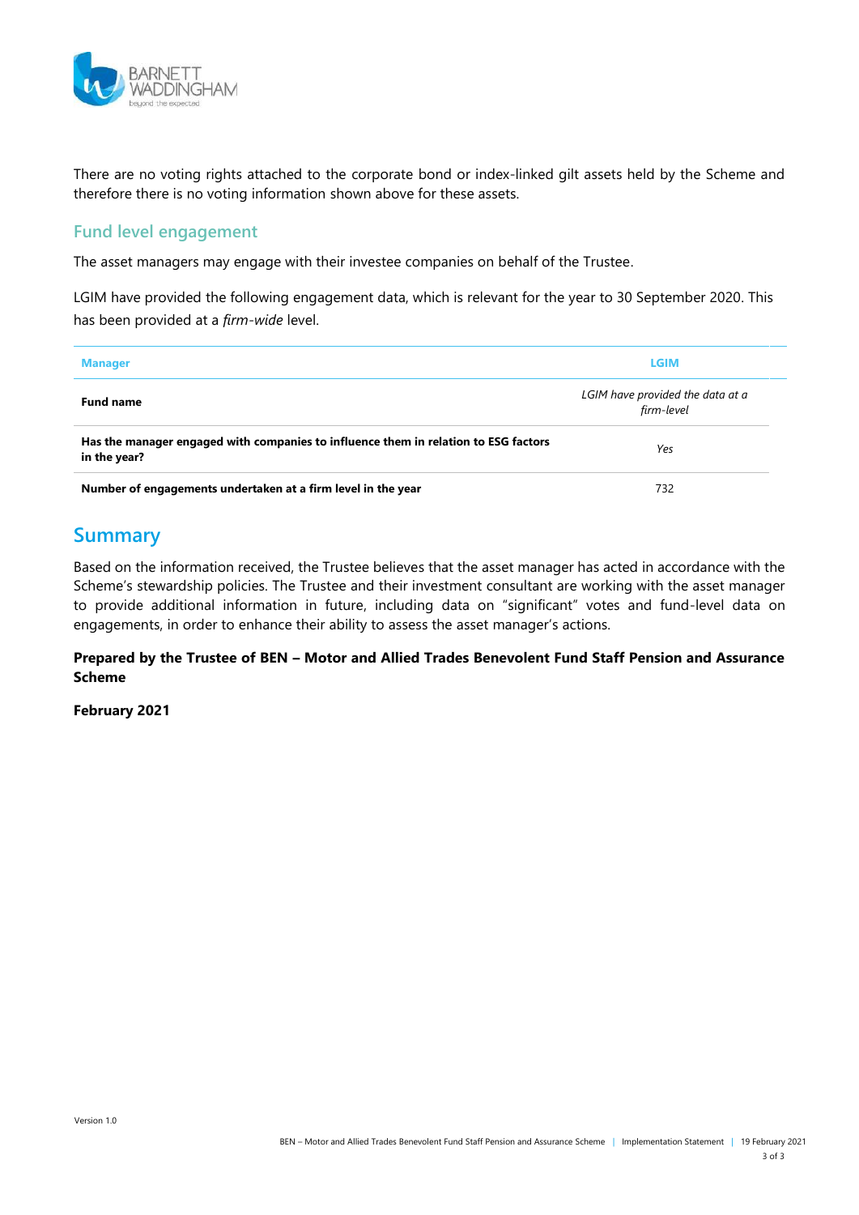There are no voting rights attached to the corporate bond or index-linked gilt assets held by the Scheme and therefore there is no voting information shown above for these assets.

## Fund level engagement

The asset managers may engage with their investee companies on behalf of the Trustee.

LGIM have provided the following engagement data, which is relevant for the year to 30 September 2020. This has been provided at a *firm-wide* level.

| Manager | LGIM |
| --- | --- |
| **Fund name** | *LGIM have provided the data at a firm-level* |
| **Has the manager engaged with companies to influence them in relation to ESG factors in the year?** | *Yes* |
| **Number of engagements undertaken at a firm level in the year** | 732 |

# Summary

Based on the information received, the Trustee believes that the asset manager has acted in accordance with the Scheme's stewardship policies. The Trustee and their investment consultant are working with the asset manager to provide additional information in future, including data on "significant" votes and fund-level data on engagements, in order to enhance their ability to assess the asset manager's actions.

**Prepared by the Trustee of BEN – Motor and Allied Trades Benevolent Fund Staff Pension and Assurance Scheme**

**February 2021**

Version 1.0